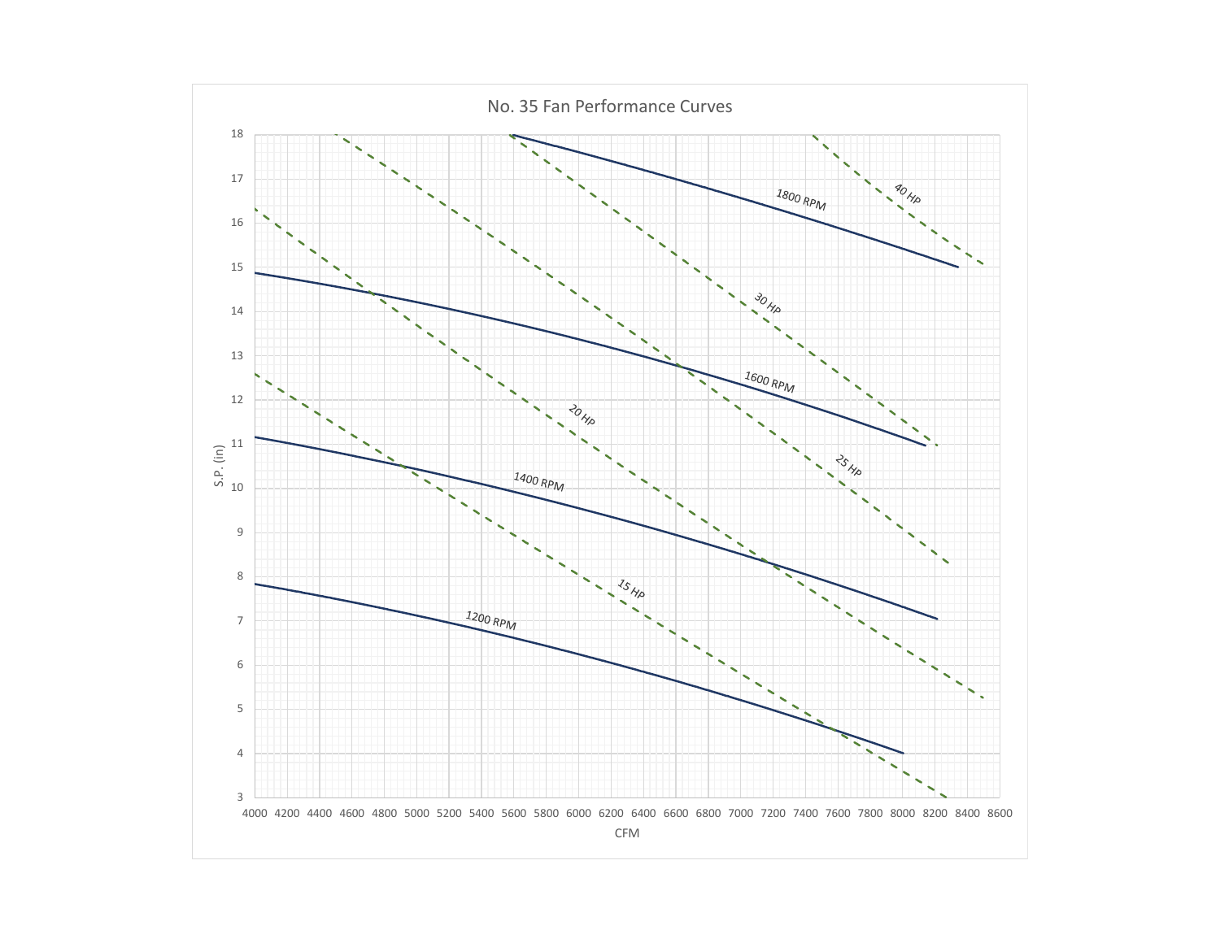## No. 35 Fan Performance Curves

S.P. (in): 3, 4, 5, 6, 7, 8, 9, 10, 11, 12, 13, 14, 15, 16, 17, 18

CFM: 4000, 4200, 4400, 4600, 4800, 5000, 5200, 5400, 5600, 5800, 6000, 6200, 6400, 6600, 6800, 7000, 7200, 7400, 7600, 7800, 8000, 8200, 8400, 8600

1800 RPM

1600 RPM

1400 RPM

1200 RPM

40 HP

30 HP

25 HP

20 HP

15 HP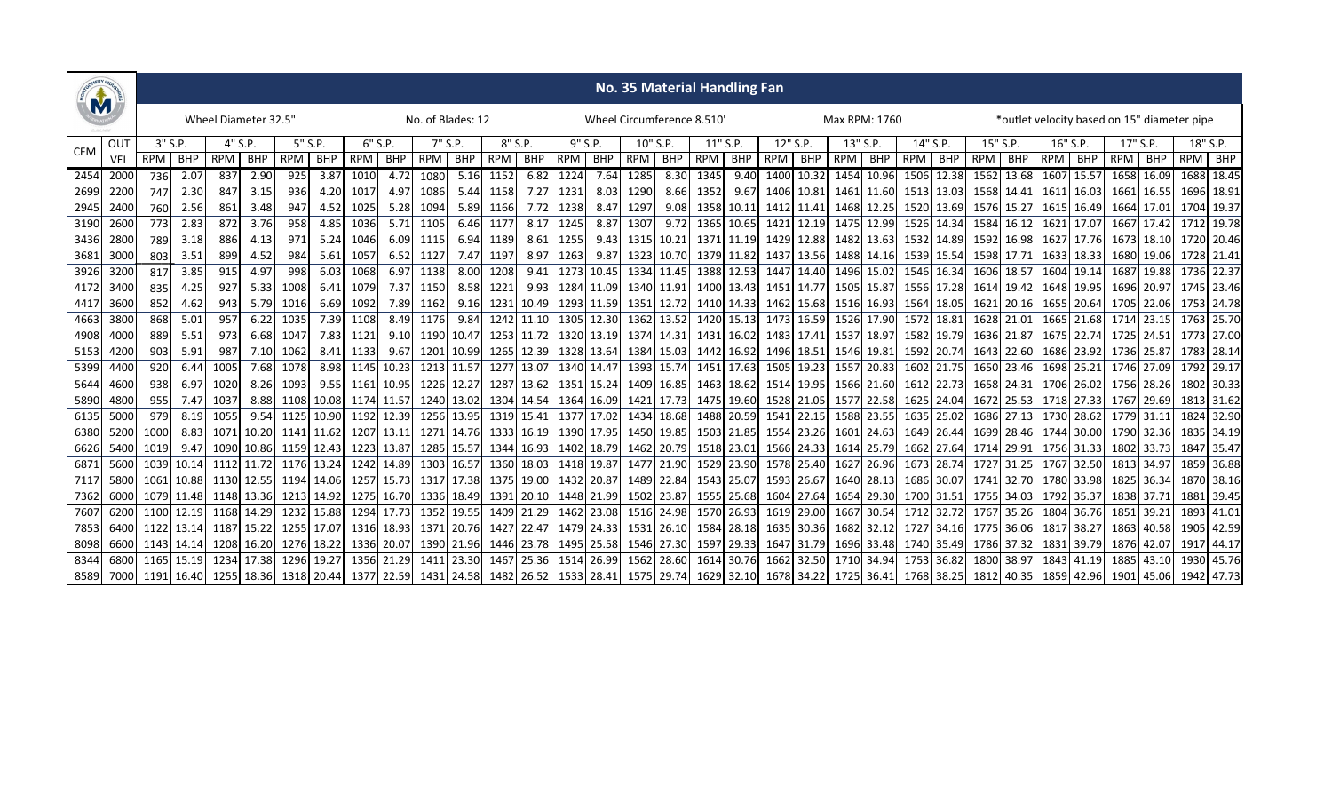# No. 35 Material Handling Fan

Wheel Diameter 32.5" | No. of Blades: 12 | Wheel Circumference 8.510' | Max RPM: 1760 | *outlet velocity based on 15" diameter pipe

| CFM | OUT VEL | 3" S.P. | | 4" S.P. | | 5" S.P. | | 6" S.P. | | 7" S.P. | | 8" S.P. | | 9" S.P. | | 10" S.P. | | 11" S.P. | | 12" S.P. | | 13" S.P. | | 14" S.P. | | 15" S.P. | | 16" S.P. | | 17" S.P. | | 18" S.P. | |
|---|---|---|---|---|---|---|---|---|---|---|---|---|---|---|---|---|---|---|---|---|---|---|---|---|---|---|---|---|---|---|---|---|---|
| | | RPM | BHP | RPM | BHP | RPM | BHP | RPM | BHP | RPM | BHP | RPM | BHP | RPM | BHP | RPM | BHP | RPM | BHP | RPM | BHP | RPM | BHP | RPM | BHP | RPM | BHP | RPM | BHP | RPM | BHP | RPM | BHP |
| 2454 | 2000 | 736 | 2.07 | 837 | 2.90 | 925 | 3.87 | 1010 | 4.72 | 1080 | 5.16 | 1152 | 6.82 | 1224 | 7.64 | 1285 | 8.30 | 1345 | 9.40 | 1400 | 10.32 | 1454 | 10.96 | 1506 | 12.38 | 1562 | 13.68 | 1607 | 15.57 | 1658 | 16.09 | 1688 | 18.45 |
| 2699 | 2200 | 747 | 2.30 | 847 | 3.15 | 936 | 4.20 | 1017 | 4.97 | 1086 | 5.44 | 1158 | 7.27 | 1231 | 8.03 | 1290 | 8.66 | 1352 | 9.67 | 1406 | 10.81 | 1461 | 11.60 | 1513 | 13.03 | 1568 | 14.41 | 1611 | 16.03 | 1661 | 16.55 | 1696 | 18.91 |
| 2945 | 2400 | 760 | 2.56 | 861 | 3.48 | 947 | 4.52 | 1025 | 5.28 | 1094 | 5.89 | 1166 | 7.72 | 1238 | 8.47 | 1297 | 9.08 | 1358 | 10.11 | 1412 | 11.41 | 1468 | 12.25 | 1520 | 13.69 | 1576 | 15.27 | 1615 | 16.49 | 1664 | 17.01 | 1704 | 19.37 |
| 3190 | 2600 | 773 | 2.83 | 872 | 3.76 | 958 | 4.85 | 1036 | 5.71 | 1105 | 6.46 | 1177 | 8.17 | 1245 | 8.87 | 1307 | 9.72 | 1365 | 10.65 | 1421 | 12.19 | 1475 | 12.99 | 1526 | 14.34 | 1584 | 16.12 | 1621 | 17.07 | 1667 | 17.42 | 1712 | 19.78 |
| 3436 | 2800 | 789 | 3.18 | 886 | 4.13 | 971 | 5.24 | 1046 | 6.09 | 1115 | 6.94 | 1189 | 8.61 | 1255 | 9.43 | 1315 | 10.21 | 1371 | 11.19 | 1429 | 12.88 | 1482 | 13.63 | 1532 | 14.89 | 1592 | 16.98 | 1627 | 17.76 | 1673 | 18.10 | 1720 | 20.46 |
| 3681 | 3000 | 803 | 3.51 | 899 | 4.52 | 984 | 5.61 | 1057 | 6.52 | 1127 | 7.47 | 1197 | 8.97 | 1263 | 9.87 | 1323 | 10.70 | 1379 | 11.82 | 1437 | 13.56 | 1488 | 14.16 | 1539 | 15.54 | 1598 | 17.71 | 1633 | 18.33 | 1680 | 19.06 | 1728 | 21.41 |
| 3926 | 3200 | 817 | 3.85 | 915 | 4.97 | 998 | 6.03 | 1068 | 6.97 | 1138 | 8.00 | 1208 | 9.41 | 1273 | 10.45 | 1334 | 11.45 | 1388 | 12.53 | 1447 | 14.40 | 1496 | 15.02 | 1546 | 16.34 | 1606 | 18.57 | 1604 | 19.14 | 1687 | 19.88 | 1736 | 22.37 |
| 4172 | 3400 | 835 | 4.25 | 927 | 5.33 | 1008 | 6.41 | 1079 | 7.37 | 1150 | 8.58 | 1221 | 9.93 | 1284 | 11.09 | 1340 | 11.91 | 1400 | 13.43 | 1451 | 14.77 | 1505 | 15.87 | 1556 | 17.28 | 1614 | 19.42 | 1648 | 19.95 | 1696 | 20.97 | 1745 | 23.46 |
| 4417 | 3600 | 852 | 4.62 | 943 | 5.79 | 1016 | 6.69 | 1092 | 7.89 | 1162 | 9.16 | 1231 | 10.49 | 1293 | 11.59 | 1351 | 12.72 | 1410 | 14.33 | 1462 | 15.68 | 1516 | 16.93 | 1564 | 18.05 | 1621 | 20.16 | 1655 | 20.64 | 1705 | 22.06 | 1753 | 24.78 |
| 4663 | 3800 | 868 | 5.01 | 957 | 6.22 | 1035 | 7.39 | 1108 | 8.49 | 1176 | 9.84 | 1242 | 11.10 | 1305 | 12.30 | 1362 | 13.52 | 1420 | 15.13 | 1473 | 16.59 | 1526 | 17.90 | 1572 | 18.81 | 1628 | 21.01 | 1665 | 21.68 | 1714 | 23.15 | 1763 | 25.70 |
| 4908 | 4000 | 889 | 5.51 | 973 | 6.68 | 1047 | 7.83 | 1121 | 9.10 | 1190 | 10.47 | 1253 | 11.72 | 1320 | 13.19 | 1374 | 14.31 | 1431 | 16.02 | 1483 | 17.41 | 1537 | 18.97 | 1582 | 19.79 | 1636 | 21.87 | 1675 | 22.74 | 1725 | 24.51 | 1773 | 27.00 |
| 5153 | 4200 | 903 | 5.91 | 987 | 7.10 | 1062 | 8.41 | 1133 | 9.67 | 1201 | 10.99 | 1265 | 12.39 | 1328 | 13.64 | 1384 | 15.03 | 1442 | 16.92 | 1496 | 18.51 | 1546 | 19.81 | 1592 | 20.74 | 1643 | 22.60 | 1686 | 23.92 | 1736 | 25.87 | 1783 | 28.14 |
| 5399 | 4400 | 920 | 6.44 | 1005 | 7.68 | 1078 | 8.98 | 1145 | 10.23 | 1213 | 11.57 | 1277 | 13.07 | 1340 | 14.47 | 1393 | 15.74 | 1451 | 17.63 | 1505 | 19.23 | 1557 | 20.83 | 1602 | 21.75 | 1650 | 23.46 | 1698 | 25.21 | 1746 | 27.09 | 1792 | 29.17 |
| 5644 | 4600 | 938 | 6.97 | 1020 | 8.26 | 1093 | 9.55 | 1161 | 10.95 | 1226 | 12.27 | 1287 | 13.62 | 1351 | 15.24 | 1409 | 16.85 | 1463 | 18.62 | 1514 | 19.95 | 1566 | 21.60 | 1612 | 22.73 | 1658 | 24.31 | 1706 | 26.02 | 1756 | 28.26 | 1802 | 30.33 |
| 5890 | 4800 | 955 | 7.47 | 1037 | 8.88 | 1108 | 10.08 | 1174 | 11.57 | 1240 | 13.02 | 1304 | 14.54 | 1364 | 16.09 | 1421 | 17.73 | 1475 | 19.60 | 1528 | 21.05 | 1577 | 22.58 | 1625 | 24.04 | 1672 | 25.53 | 1718 | 27.33 | 1767 | 29.69 | 1813 | 31.62 |
| 6135 | 5000 | 979 | 8.19 | 1055 | 9.54 | 1125 | 10.90 | 1192 | 12.39 | 1256 | 13.95 | 1319 | 15.41 | 1377 | 17.02 | 1434 | 18.68 | 1488 | 20.59 | 1541 | 22.15 | 1588 | 23.55 | 1635 | 25.02 | 1686 | 27.13 | 1730 | 28.62 | 1779 | 31.11 | 1824 | 32.90 |
| 6380 | 5200 | 1000 | 8.83 | 1071 | 10.20 | 1141 | 11.62 | 1207 | 13.11 | 1271 | 14.76 | 1333 | 16.19 | 1390 | 17.95 | 1450 | 19.85 | 1503 | 21.85 | 1554 | 23.26 | 1601 | 24.63 | 1649 | 26.44 | 1699 | 28.46 | 1744 | 30.00 | 1790 | 32.36 | 1835 | 34.19 |
| 6626 | 5400 | 1019 | 9.47 | 1090 | 10.86 | 1159 | 12.43 | 1223 | 13.87 | 1285 | 15.57 | 1344 | 16.93 | 1402 | 18.79 | 1462 | 20.79 | 1518 | 23.01 | 1566 | 24.33 | 1614 | 25.79 | 1662 | 27.64 | 1714 | 29.91 | 1756 | 31.33 | 1802 | 33.73 | 1847 | 35.47 |
| 6871 | 5600 | 1039 | 10.14 | 1112 | 11.72 | 1176 | 13.24 | 1242 | 14.89 | 1303 | 16.57 | 1360 | 18.03 | 1418 | 19.87 | 1477 | 21.90 | 1529 | 23.90 | 1578 | 25.40 | 1627 | 26.96 | 1673 | 28.74 | 1727 | 31.25 | 1767 | 32.50 | 1813 | 34.97 | 1859 | 36.88 |
| 7117 | 5800 | 1061 | 10.88 | 1130 | 12.55 | 1194 | 14.06 | 1257 | 15.73 | 1317 | 17.38 | 1375 | 19.00 | 1432 | 20.87 | 1489 | 22.84 | 1543 | 25.07 | 1593 | 26.67 | 1640 | 28.13 | 1686 | 30.07 | 1741 | 32.70 | 1780 | 33.98 | 1825 | 36.34 | 1870 | 38.16 |
| 7362 | 6000 | 1079 | 11.48 | 1148 | 13.36 | 1213 | 14.92 | 1275 | 16.70 | 1336 | 18.49 | 1391 | 20.10 | 1448 | 21.99 | 1502 | 23.87 | 1555 | 25.68 | 1604 | 27.64 | 1654 | 29.30 | 1700 | 31.51 | 1755 | 34.03 | 1792 | 35.37 | 1838 | 37.71 | 1881 | 39.45 |
| 7607 | 6200 | 1100 | 12.19 | 1168 | 14.29 | 1232 | 15.88 | 1294 | 17.73 | 1352 | 19.55 | 1409 | 21.29 | 1462 | 23.08 | 1516 | 24.98 | 1570 | 26.93 | 1619 | 29.00 | 1667 | 30.54 | 1712 | 32.72 | 1767 | 35.26 | 1804 | 36.76 | 1851 | 39.21 | 1893 | 41.01 |
| 7853 | 6400 | 1122 | 13.14 | 1187 | 15.22 | 1255 | 17.07 | 1316 | 18.93 | 1371 | 20.76 | 1427 | 22.47 | 1479 | 24.33 | 1531 | 26.10 | 1584 | 28.18 | 1635 | 30.36 | 1682 | 32.12 | 1727 | 34.16 | 1775 | 36.06 | 1817 | 38.27 | 1863 | 40.58 | 1905 | 42.59 |
| 8098 | 6600 | 1143 | 14.14 | 1208 | 16.20 | 1276 | 18.22 | 1336 | 20.07 | 1390 | 21.96 | 1446 | 23.78 | 1495 | 25.58 | 1546 | 27.30 | 1597 | 29.33 | 1647 | 31.79 | 1696 | 33.48 | 1740 | 35.49 | 1786 | 37.32 | 1831 | 39.79 | 1876 | 42.07 | 1917 | 44.17 |
| 8344 | 6800 | 1165 | 15.19 | 1234 | 17.38 | 1296 | 19.27 | 1356 | 21.29 | 1411 | 23.30 | 1467 | 25.36 | 1514 | 26.99 | 1562 | 28.60 | 1614 | 30.76 | 1662 | 32.50 | 1710 | 34.94 | 1753 | 36.82 | 1800 | 38.97 | 1843 | 41.19 | 1885 | 43.10 | 1930 | 45.76 |
| 8589 | 7000 | 1191 | 16.40 | 1255 | 18.36 | 1318 | 20.44 | 1377 | 22.59 | 1431 | 24.58 | 1482 | 26.52 | 1533 | 28.41 | 1575 | 29.74 | 1629 | 32.10 | 1678 | 34.22 | 1725 | 36.41 | 1768 | 38.25 | 1812 | 40.35 | 1859 | 42.96 | 1901 | 45.06 | 1942 | 47.73 |